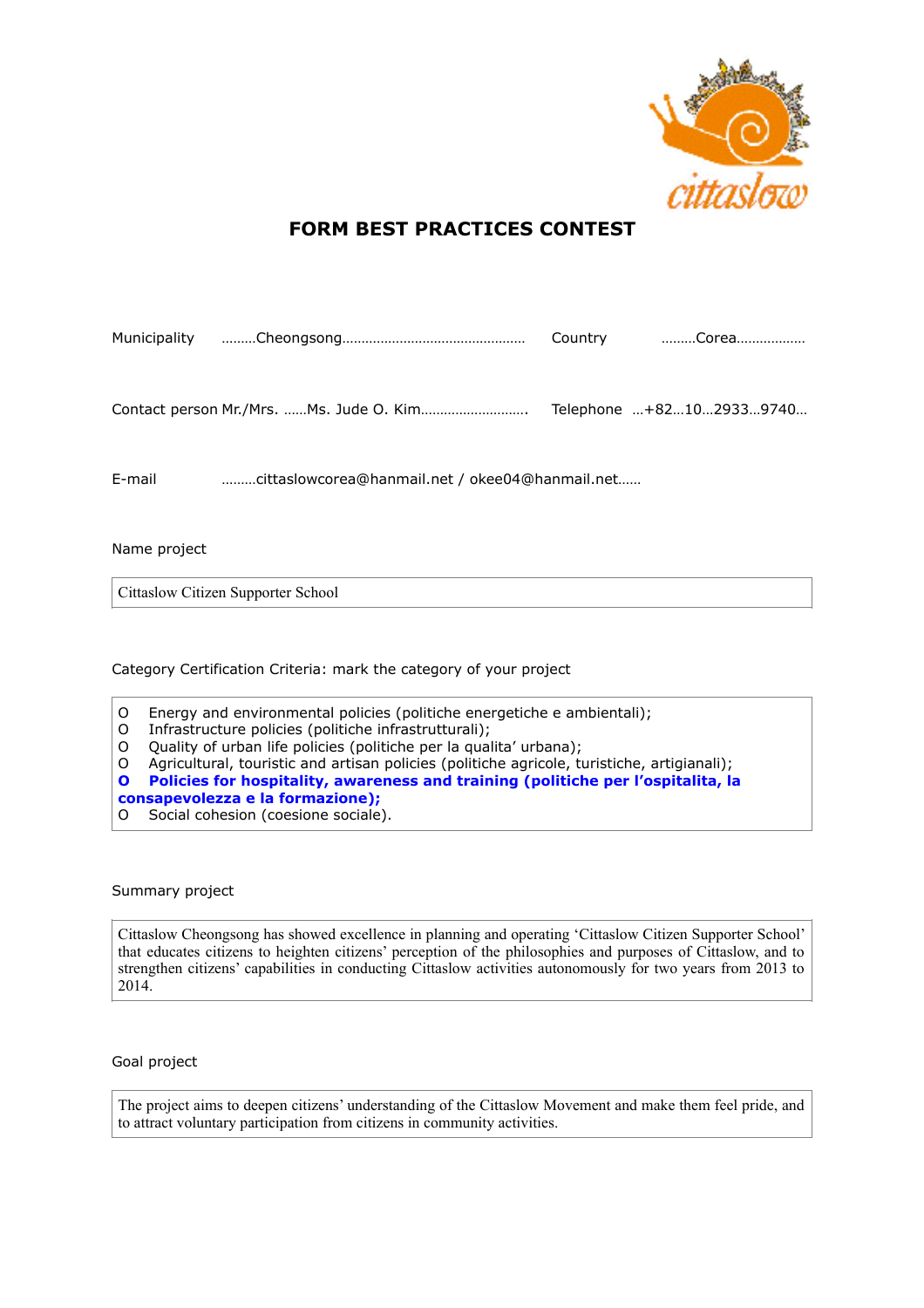# FORM BEST PRACTICES CONTEST

Municipality ………Cheongsong……………………………………… Country ………Corea………………

Contact person Mr./Mrs. ……Ms. Jude O. Kim………………………. Telephone …+82…10…2933…9740…

E-mail ………cittaslowcorea@hanmail.net / okee04@hanmail.net……

Name project

| Cittaslow Citizen Supporter School |
|---|

Category Certification Criteria: mark the category of your project

O Energy and environmental policies (politiche energetiche e ambientali);
O Infrastructure policies (politiche infrastrutturali);
O Quality of urban life policies (politiche per la qualita' urbana);
O Agricultural, touristic and artisan policies (politiche agricole, turistiche, artigianali);
**O Policies for hospitality, awareness and training (politiche per l'ospitalita, la consapevolezza e la formazione);**
O Social cohesion (coesione sociale).

Summary project

| Cittaslow Cheongsong has showed excellence in planning and operating 'Cittaslow Citizen Supporter School' that educates citizens to heighten citizens' perception of the philosophies and purposes of Cittaslow, and to strengthen citizens' capabilities in conducting Cittaslow activities autonomously for two years from 2013 to 2014. |
|---|

Goal project

| The project aims to deepen citizens' understanding of the Cittaslow Movement and make them feel pride, and to attract voluntary participation from citizens in community activities. |
|---|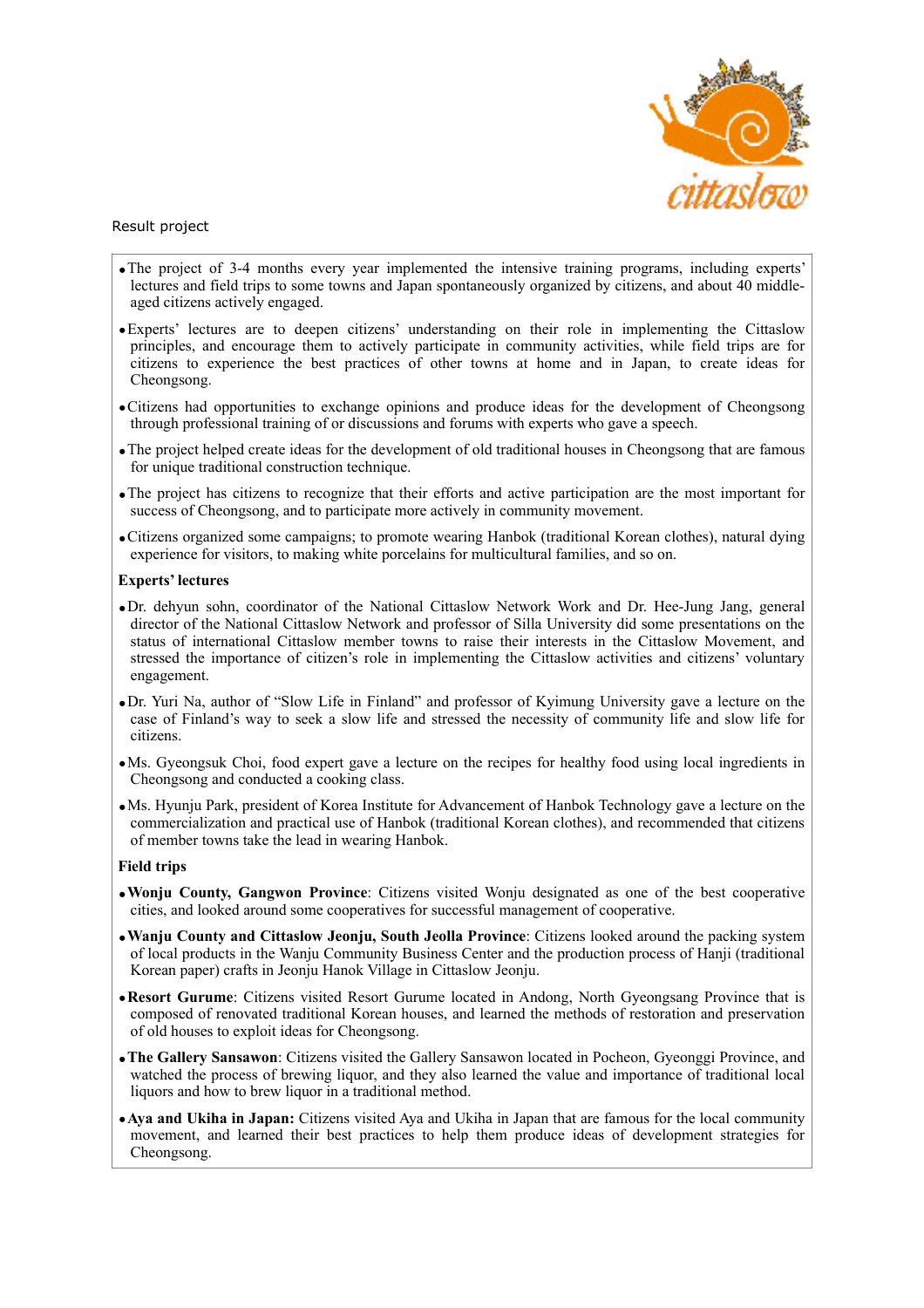Result project

- The project of 3-4 months every year implemented the intensive training programs, including experts' lectures and field trips to some towns and Japan spontaneously organized by citizens, and about 40 middle-aged citizens actively engaged.
- Experts' lectures are to deepen citizens' understanding on their role in implementing the Cittaslow principles, and encourage them to actively participate in community activities, while field trips are for citizens to experience the best practices of other towns at home and in Japan, to create ideas for Cheongsong.
- Citizens had opportunities to exchange opinions and produce ideas for the development of Cheongsong through professional training of or discussions and forums with experts who gave a speech.
- The project helped create ideas for the development of old traditional houses in Cheongsong that are famous for unique traditional construction technique.
- The project has citizens to recognize that their efforts and active participation are the most important for success of Cheongsong, and to participate more actively in community movement.
- Citizens organized some campaigns; to promote wearing Hanbok (traditional Korean clothes), natural dying experience for visitors, to making white porcelains for multicultural families, and so on.

**Experts' lectures**

- Dr. dehyun sohn, coordinator of the National Cittaslow Network Work and Dr. Hee-Jung Jang, general director of the National Cittaslow Network and professor of Silla University did some presentations on the status of international Cittaslow member towns to raise their interests in the Cittaslow Movement, and stressed the importance of citizen's role in implementing the Cittaslow activities and citizens' voluntary engagement.
- Dr. Yuri Na, author of "Slow Life in Finland" and professor of Kyimung University gave a lecture on the case of Finland's way to seek a slow life and stressed the necessity of community life and slow life for citizens.
- Ms. Gyeongsuk Choi, food expert gave a lecture on the recipes for healthy food using local ingredients in Cheongsong and conducted a cooking class.
- Ms. Hyunju Park, president of Korea Institute for Advancement of Hanbok Technology gave a lecture on the commercialization and practical use of Hanbok (traditional Korean clothes), and recommended that citizens of member towns take the lead in wearing Hanbok.

**Field trips**

- **Wonju County, Gangwon Province**: Citizens visited Wonju designated as one of the best cooperative cities, and looked around some cooperatives for successful management of cooperative.
- **Wanju County and Cittaslow Jeonju, South Jeolla Province**: Citizens looked around the packing system of local products in the Wanju Community Business Center and the production process of Hanji (traditional Korean paper) crafts in Jeonju Hanok Village in Cittaslow Jeonju.
- **Resort Gurume**: Citizens visited Resort Gurume located in Andong, North Gyeongsang Province that is composed of renovated traditional Korean houses, and learned the methods of restoration and preservation of old houses to exploit ideas for Cheongsong.
- **The Gallery Sansawon**: Citizens visited the Gallery Sansawon located in Pocheon, Gyeonggi Province, and watched the process of brewing liquor, and they also learned the value and importance of traditional local liquors and how to brew liquor in a traditional method.
- **Aya and Ukiha in Japan:** Citizens visited Aya and Ukiha in Japan that are famous for the local community movement, and learned their best practices to help them produce ideas of development strategies for Cheongsong.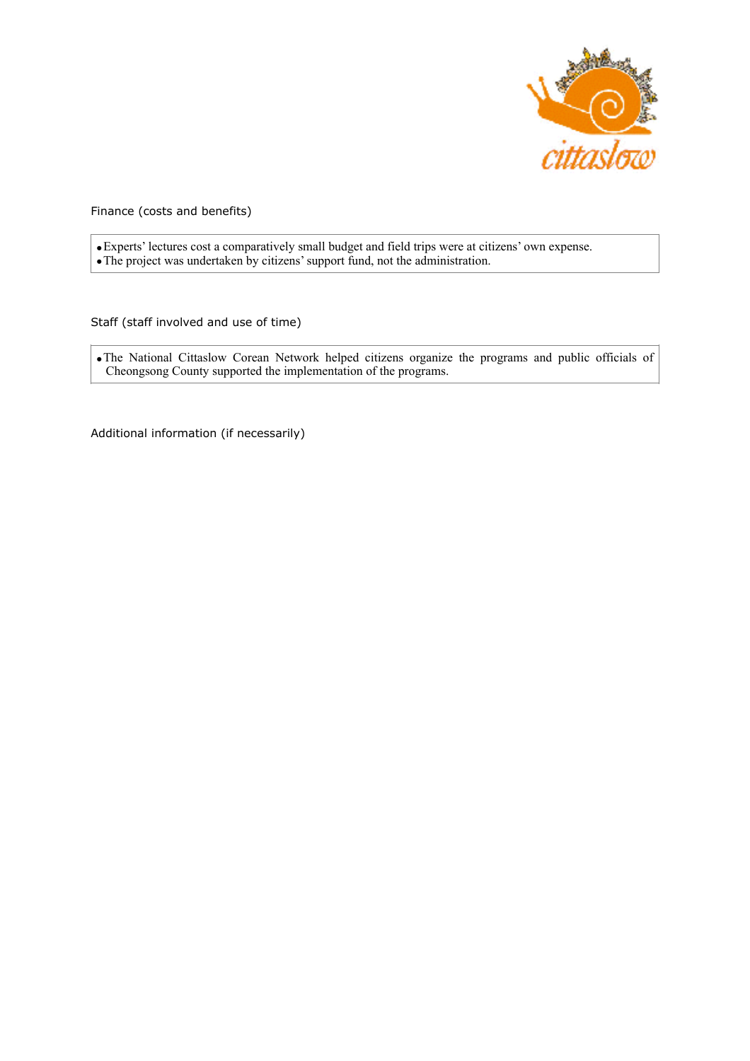Finance (costs and benefits)

- Experts' lectures cost a comparatively small budget and field trips were at citizens' own expense.
- The project was undertaken by citizens' support fund, not the administration.

Staff (staff involved and use of time)

- The National Cittaslow Corean Network helped citizens organize the programs and public officials of Cheongsong County supported the implementation of the programs.

Additional information (if necessarily)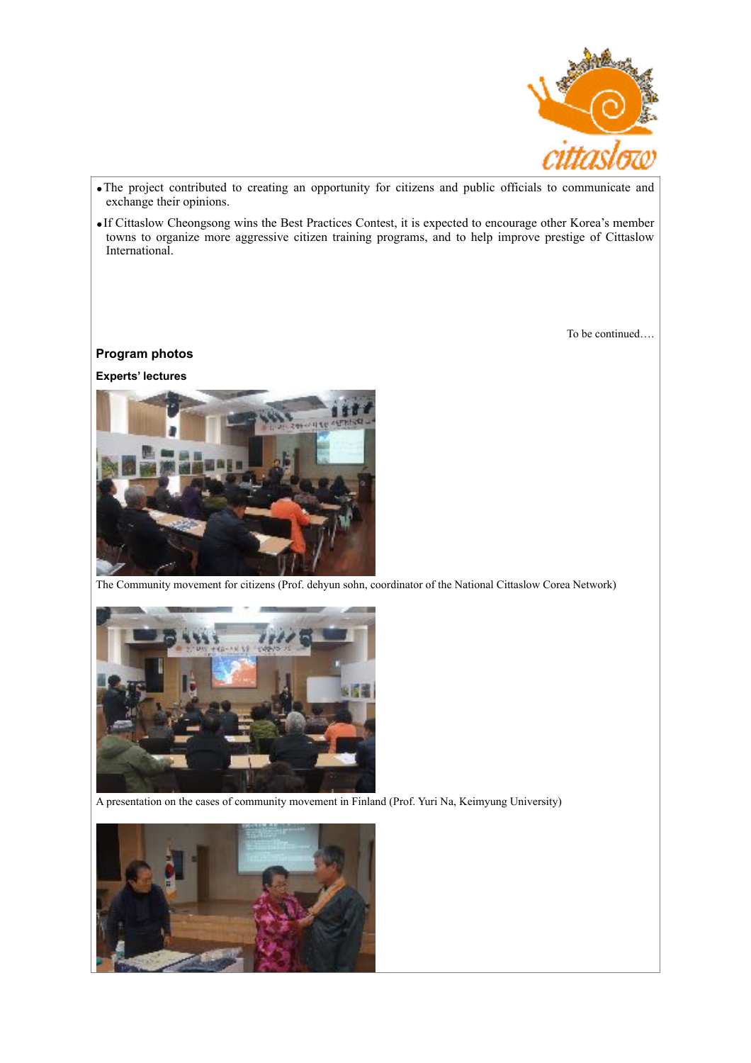- The project contributed to creating an opportunity for citizens and public officials to communicate and exchange their opinions.
- If Cittaslow Cheongsong wins the Best Practices Contest, it is expected to encourage other Korea's member towns to organize more aggressive citizen training programs, and to help improve prestige of Cittaslow International.

To be continued….

## Program photos

### Experts' lectures

The Community movement for citizens (Prof. dehyun sohn, coordinator of the National Cittaslow Corea Network)

A presentation on the cases of community movement in Finland (Prof. Yuri Na, Keimyung University)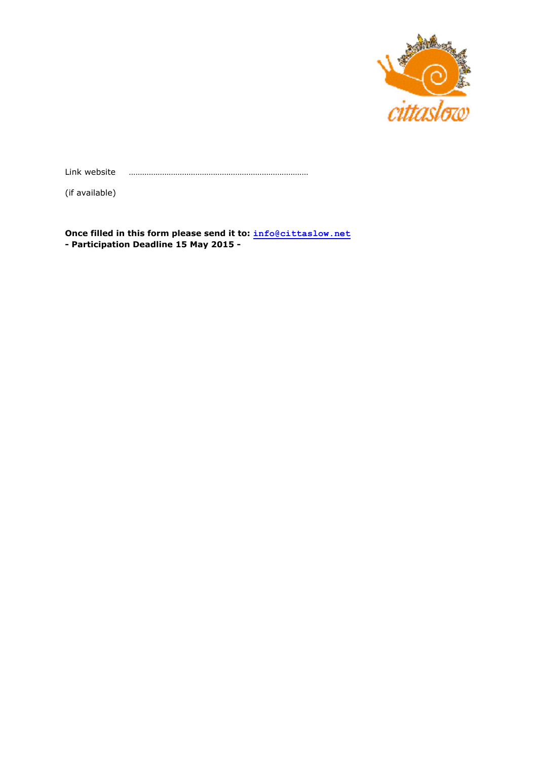Link website ………………………………………………………………………

(if available)

**Once filled in this form please send it to: info@cittaslow.net**
**- Participation Deadline 15 May 2015 -**